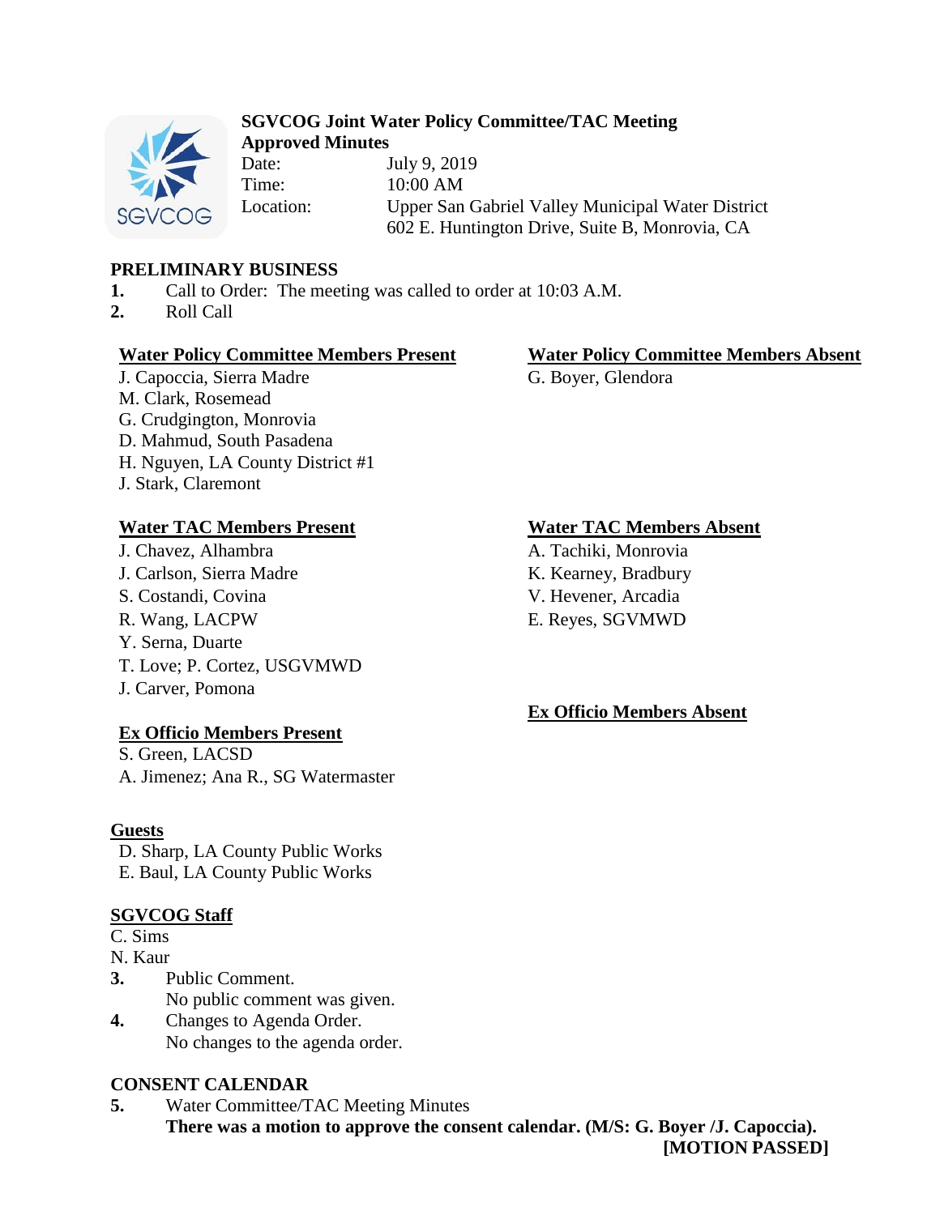**SGVCOG Joint Water Policy Committee/TAC Meeting**
**Approved Minutes**

Date: July 9, 2019
Time: 10:00 AM
Location: Upper San Gabriel Valley Municipal Water District
602 E. Huntington Drive, Suite B, Monrovia, CA

## PRELIMINARY BUSINESS

1. Call to Order: The meeting was called to order at 10:03 A.M.
2. Roll Call

**Water Policy Committee Members Present**
J. Capoccia, Sierra Madre
M. Clark, Rosemead
G. Crudgington, Monrovia
D. Mahmud, South Pasadena
H. Nguyen, LA County District #1
J. Stark, Claremont

**Water Policy Committee Members Absent**
G. Boyer, Glendora

**Water TAC Members Present**
J. Chavez, Alhambra
J. Carlson, Sierra Madre
S. Costandi, Covina
R. Wang, LACPW
Y. Serna, Duarte
T. Love; P. Cortez, USGVMWD
J. Carver, Pomona

**Water TAC Members Absent**
A. Tachiki, Monrovia
K. Kearney, Bradbury
V. Hevener, Arcadia
E. Reyes, SGVMWD

**Ex Officio Members Present**
S. Green, LACSD
A. Jimenez; Ana R., SG Watermaster

**Ex Officio Members Absent**

**Guests**
D. Sharp, LA County Public Works
E. Baul, LA County Public Works

**SGVCOG Staff**
C. Sims
N. Kaur

3. Public Comment.
   No public comment was given.
4. Changes to Agenda Order.
   No changes to the agenda order.

## CONSENT CALENDAR

5. Water Committee/TAC Meeting Minutes
   **There was a motion to approve the consent calendar. (M/S: G. Boyer /J. Capoccia).**
   **[MOTION PASSED]**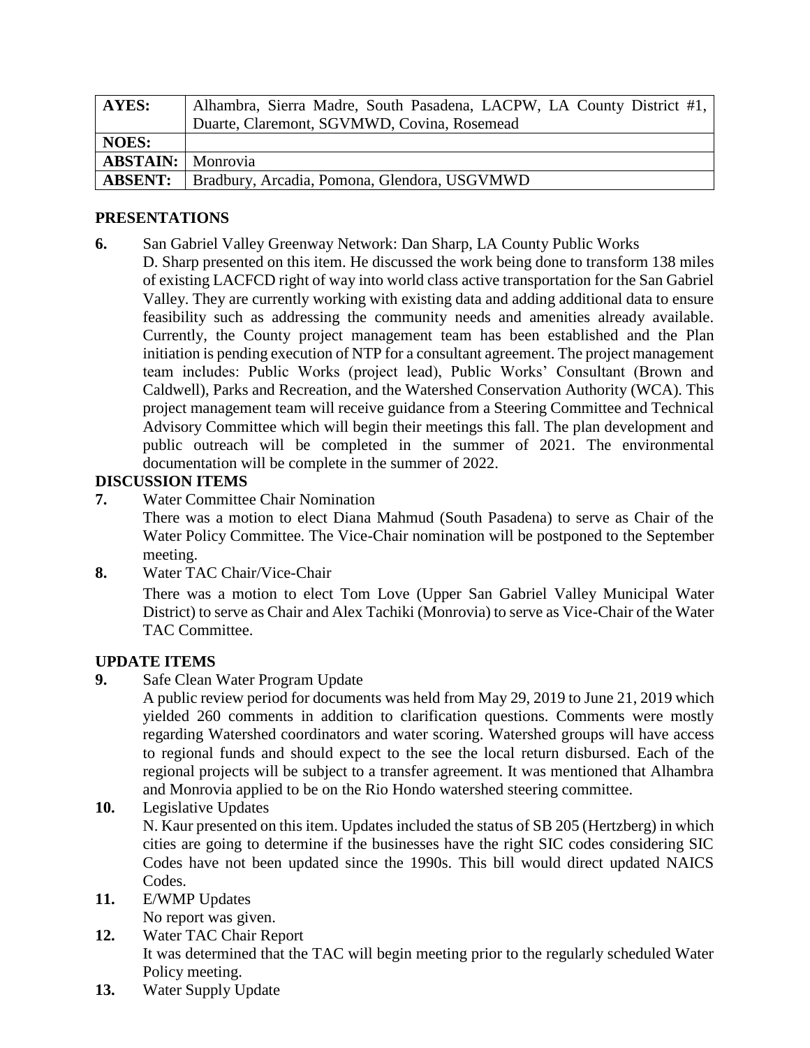| AYES: | Alhambra, Sierra Madre, South Pasadena, LACPW, LA County District #1, Duarte, Claremont, SGVMWD, Covina, Rosemead |
|---|---|
| **NOES:** | |
| **ABSTAIN:** | Monrovia |
| **ABSENT:** | Bradbury, Arcadia, Pomona, Glendora, USGVMWD |

## PRESENTATIONS

**6.** San Gabriel Valley Greenway Network: Dan Sharp, LA County Public Works

D. Sharp presented on this item. He discussed the work being done to transform 138 miles of existing LACFCD right of way into world class active transportation for the San Gabriel Valley. They are currently working with existing data and adding additional data to ensure feasibility such as addressing the community needs and amenities already available. Currently, the County project management team has been established and the Plan initiation is pending execution of NTP for a consultant agreement. The project management team includes: Public Works (project lead), Public Works' Consultant (Brown and Caldwell), Parks and Recreation, and the Watershed Conservation Authority (WCA). This project management team will receive guidance from a Steering Committee and Technical Advisory Committee which will begin their meetings this fall. The plan development and public outreach will be completed in the summer of 2021. The environmental documentation will be complete in the summer of 2022.

## DISCUSSION ITEMS

**7.** Water Committee Chair Nomination

There was a motion to elect Diana Mahmud (South Pasadena) to serve as Chair of the Water Policy Committee. The Vice-Chair nomination will be postponed to the September meeting.

**8.** Water TAC Chair/Vice-Chair

There was a motion to elect Tom Love (Upper San Gabriel Valley Municipal Water District) to serve as Chair and Alex Tachiki (Monrovia) to serve as Vice-Chair of the Water TAC Committee.

## UPDATE ITEMS

**9.** Safe Clean Water Program Update

A public review period for documents was held from May 29, 2019 to June 21, 2019 which yielded 260 comments in addition to clarification questions. Comments were mostly regarding Watershed coordinators and water scoring. Watershed groups will have access to regional funds and should expect to the see the local return disbursed. Each of the regional projects will be subject to a transfer agreement. It was mentioned that Alhambra and Monrovia applied to be on the Rio Hondo watershed steering committee.

**10.** Legislative Updates

N. Kaur presented on this item. Updates included the status of SB 205 (Hertzberg) in which cities are going to determine if the businesses have the right SIC codes considering SIC Codes have not been updated since the 1990s. This bill would direct updated NAICS Codes.

**11.** E/WMP Updates

No report was given.

**12.** Water TAC Chair Report

It was determined that the TAC will begin meeting prior to the regularly scheduled Water Policy meeting.

**13.** Water Supply Update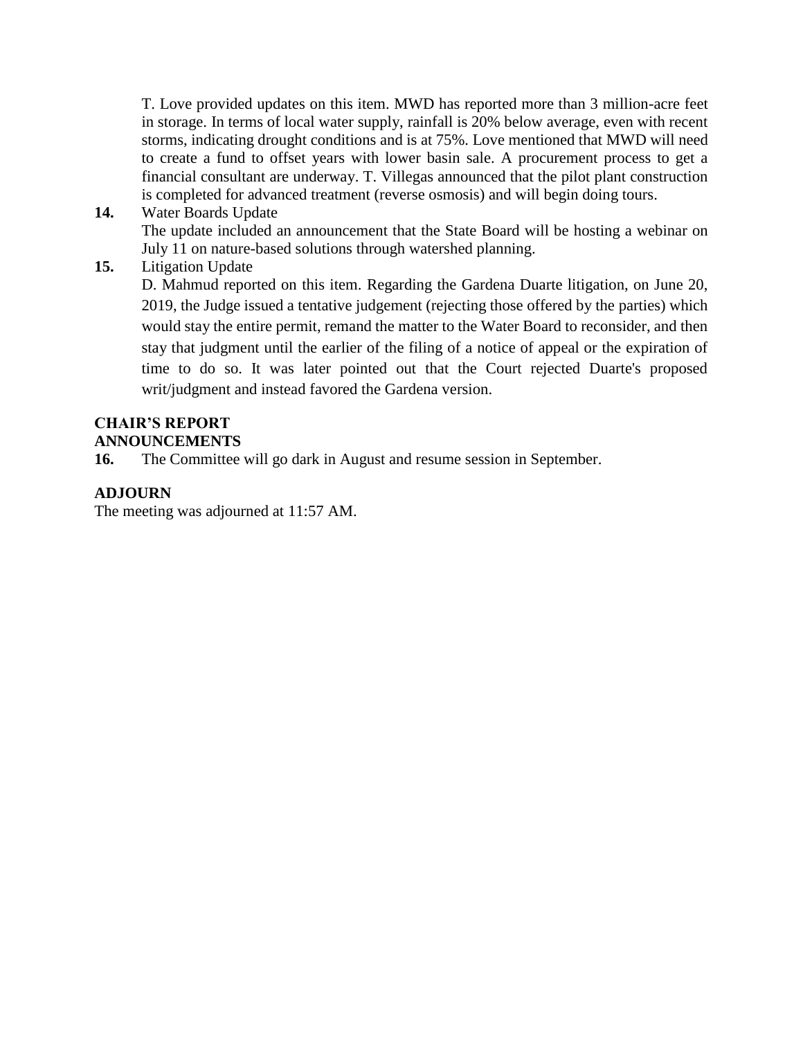T. Love provided updates on this item. MWD has reported more than 3 million-acre feet in storage. In terms of local water supply, rainfall is 20% below average, even with recent storms, indicating drought conditions and is at 75%. Love mentioned that MWD will need to create a fund to offset years with lower basin sale. A procurement process to get a financial consultant are underway. T. Villegas announced that the pilot plant construction is completed for advanced treatment (reverse osmosis) and will begin doing tours.

**14.** Water Boards Update

The update included an announcement that the State Board will be hosting a webinar on July 11 on nature-based solutions through watershed planning.

**15.** Litigation Update

D. Mahmud reported on this item. Regarding the Gardena Duarte litigation, on June 20, 2019, the Judge issued a tentative judgement (rejecting those offered by the parties) which would stay the entire permit, remand the matter to the Water Board to reconsider, and then stay that judgment until the earlier of the filing of a notice of appeal or the expiration of time to do so. It was later pointed out that the Court rejected Duarte's proposed writ/judgment and instead favored the Gardena version.

**CHAIR'S REPORT**

**ANNOUNCEMENTS**

**16.** The Committee will go dark in August and resume session in September.

**ADJOURN**

The meeting was adjourned at 11:57 AM.